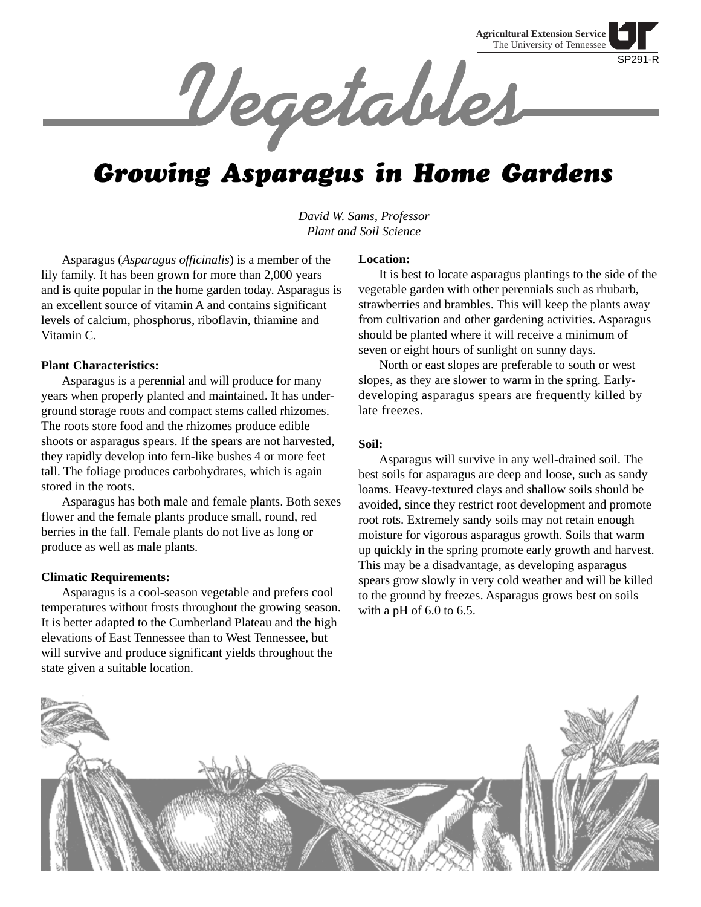Agricultural Extension Service
The University of Tennessee

SP291-R

# Vegetables

## Growing Asparagus in Home Gardens

*David W. Sams, Professor*
*Plant and Soil Science*

Asparagus (*Asparagus officinalis*) is a member of the lily family. It has been grown for more than 2,000 years and is quite popular in the home garden today. Asparagus is an excellent source of vitamin A and contains significant levels of calcium, phosphorus, riboflavin, thiamine and Vitamin C.

**Plant Characteristics:**

Asparagus is a perennial and will produce for many years when properly planted and maintained. It has underground storage roots and compact stems called rhizomes. The roots store food and the rhizomes produce edible shoots or asparagus spears. If the spears are not harvested, they rapidly develop into fern-like bushes 4 or more feet tall. The foliage produces carbohydrates, which is again stored in the roots.

Asparagus has both male and female plants. Both sexes flower and the female plants produce small, round, red berries in the fall. Female plants do not live as long or produce as well as male plants.

**Climatic Requirements:**

Asparagus is a cool-season vegetable and prefers cool temperatures without frosts throughout the growing season. It is better adapted to the Cumberland Plateau and the high elevations of East Tennessee than to West Tennessee, but will survive and produce significant yields throughout the state given a suitable location.

**Location:**

It is best to locate asparagus plantings to the side of the vegetable garden with other perennials such as rhubarb, strawberries and brambles. This will keep the plants away from cultivation and other gardening activities. Asparagus should be planted where it will receive a minimum of seven or eight hours of sunlight on sunny days.

North or east slopes are preferable to south or west slopes, as they are slower to warm in the spring. Early-developing asparagus spears are frequently killed by late freezes.

**Soil:**

Asparagus will survive in any well-drained soil. The best soils for asparagus are deep and loose, such as sandy loams. Heavy-textured clays and shallow soils should be avoided, since they restrict root development and promote root rots. Extremely sandy soils may not retain enough moisture for vigorous asparagus growth. Soils that warm up quickly in the spring promote early growth and harvest. This may be a disadvantage, as developing asparagus spears grow slowly in very cold weather and will be killed to the ground by freezes. Asparagus grows best on soils with a pH of 6.0 to 6.5.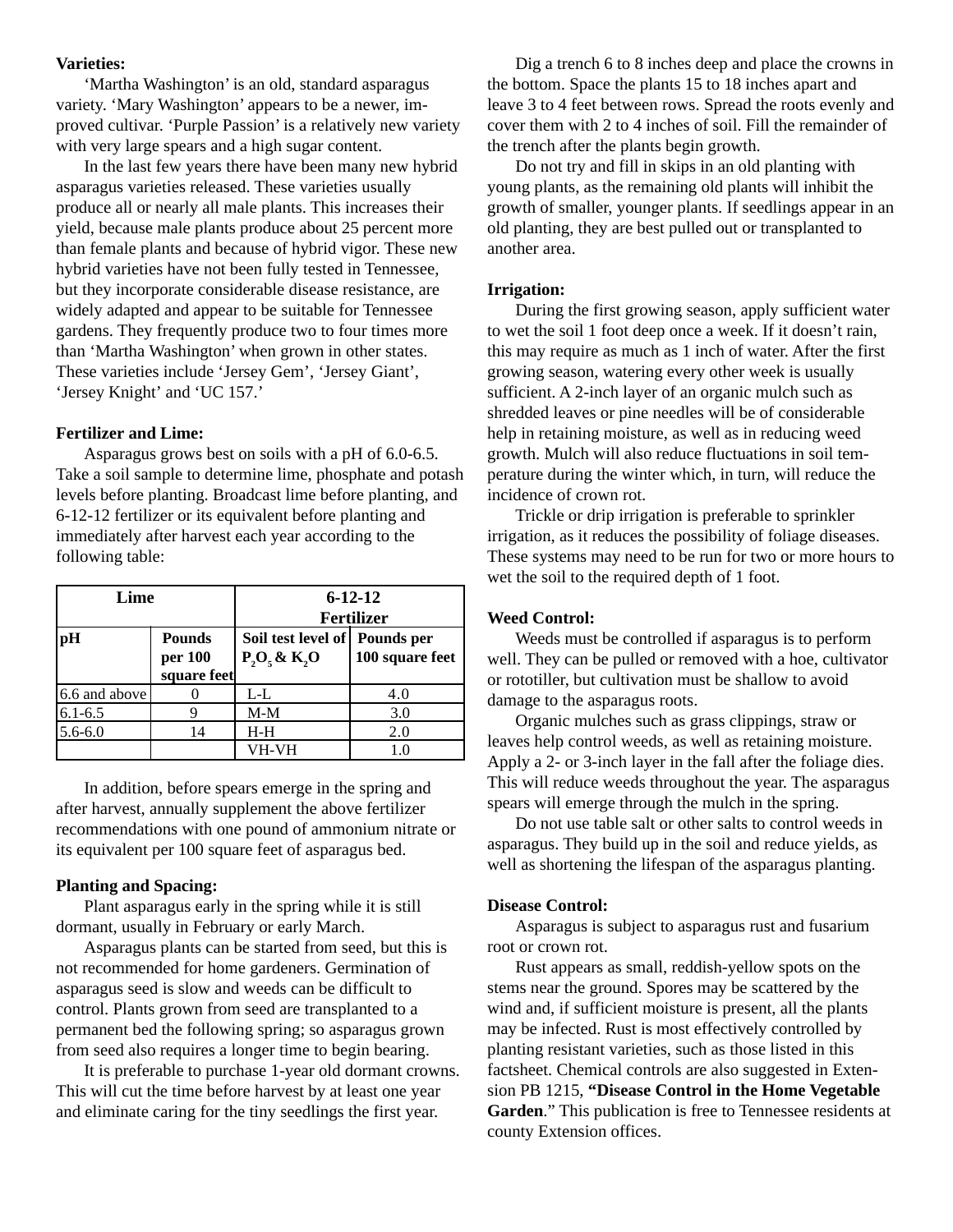**Varieties:**

'Martha Washington' is an old, standard asparagus variety. 'Mary Washington' appears to be a newer, improved cultivar. 'Purple Passion' is a relatively new variety with very large spears and a high sugar content.

In the last few years there have been many new hybrid asparagus varieties released. These varieties usually produce all or nearly all male plants. This increases their yield, because male plants produce about 25 percent more than female plants and because of hybrid vigor. These new hybrid varieties have not been fully tested in Tennessee, but they incorporate considerable disease resistance, are widely adapted and appear to be suitable for Tennessee gardens. They frequently produce two to four times more than 'Martha Washington' when grown in other states. These varieties include 'Jersey Gem', 'Jersey Giant', 'Jersey Knight' and 'UC 157.'

**Fertilizer and Lime:**

Asparagus grows best on soils with a pH of 6.0-6.5. Take a soil sample to determine lime, phosphate and potash levels before planting. Broadcast lime before planting, and 6-12-12 fertilizer or its equivalent before planting and immediately after harvest each year according to the following table:

| Lime | | 6-12-12 Fertilizer | |
|---|---|---|---|
| **pH** | **Pounds per 100 square feet** | **Soil test level of $P_2O_5$ & $K_2O$** | **Pounds per 100 square feet** |
| 6.6 and above | 0 | L-L | 4.0 |
| 6.1-6.5 | 9 | M-M | 3.0 |
| 5.6-6.0 | 14 | H-H | 2.0 |
| | | VH-VH | 1.0 |

In addition, before spears emerge in the spring and after harvest, annually supplement the above fertilizer recommendations with one pound of ammonium nitrate or its equivalent per 100 square feet of asparagus bed.

**Planting and Spacing:**

Plant asparagus early in the spring while it is still dormant, usually in February or early March.

Asparagus plants can be started from seed, but this is not recommended for home gardeners. Germination of asparagus seed is slow and weeds can be difficult to control. Plants grown from seed are transplanted to a permanent bed the following spring; so asparagus grown from seed also requires a longer time to begin bearing.

It is preferable to purchase 1-year old dormant crowns. This will cut the time before harvest by at least one year and eliminate caring for the tiny seedlings the first year.

Dig a trench 6 to 8 inches deep and place the crowns in the bottom. Space the plants 15 to 18 inches apart and leave 3 to 4 feet between rows. Spread the roots evenly and cover them with 2 to 4 inches of soil. Fill the remainder of the trench after the plants begin growth.

Do not try and fill in skips in an old planting with young plants, as the remaining old plants will inhibit the growth of smaller, younger plants. If seedlings appear in an old planting, they are best pulled out or transplanted to another area.

**Irrigation:**

During the first growing season, apply sufficient water to wet the soil 1 foot deep once a week. If it doesn't rain, this may require as much as 1 inch of water. After the first growing season, watering every other week is usually sufficient. A 2-inch layer of an organic mulch such as shredded leaves or pine needles will be of considerable help in retaining moisture, as well as in reducing weed growth. Mulch will also reduce fluctuations in soil temperature during the winter which, in turn, will reduce the incidence of crown rot.

Trickle or drip irrigation is preferable to sprinkler irrigation, as it reduces the possibility of foliage diseases. These systems may need to be run for two or more hours to wet the soil to the required depth of 1 foot.

**Weed Control:**

Weeds must be controlled if asparagus is to perform well. They can be pulled or removed with a hoe, cultivator or rototiller, but cultivation must be shallow to avoid damage to the asparagus roots.

Organic mulches such as grass clippings, straw or leaves help control weeds, as well as retaining moisture. Apply a 2- or 3-inch layer in the fall after the foliage dies. This will reduce weeds throughout the year. The asparagus spears will emerge through the mulch in the spring.

Do not use table salt or other salts to control weeds in asparagus. They build up in the soil and reduce yields, as well as shortening the lifespan of the asparagus planting.

**Disease Control:**

Asparagus is subject to asparagus rust and fusarium root or crown rot.

Rust appears as small, reddish-yellow spots on the stems near the ground. Spores may be scattered by the wind and, if sufficient moisture is present, all the plants may be infected. Rust is most effectively controlled by planting resistant varieties, such as those listed in this factsheet. Chemical controls are also suggested in Extension PB 1215, **"Disease Control in the Home Vegetable Garden**." This publication is free to Tennessee residents at county Extension offices.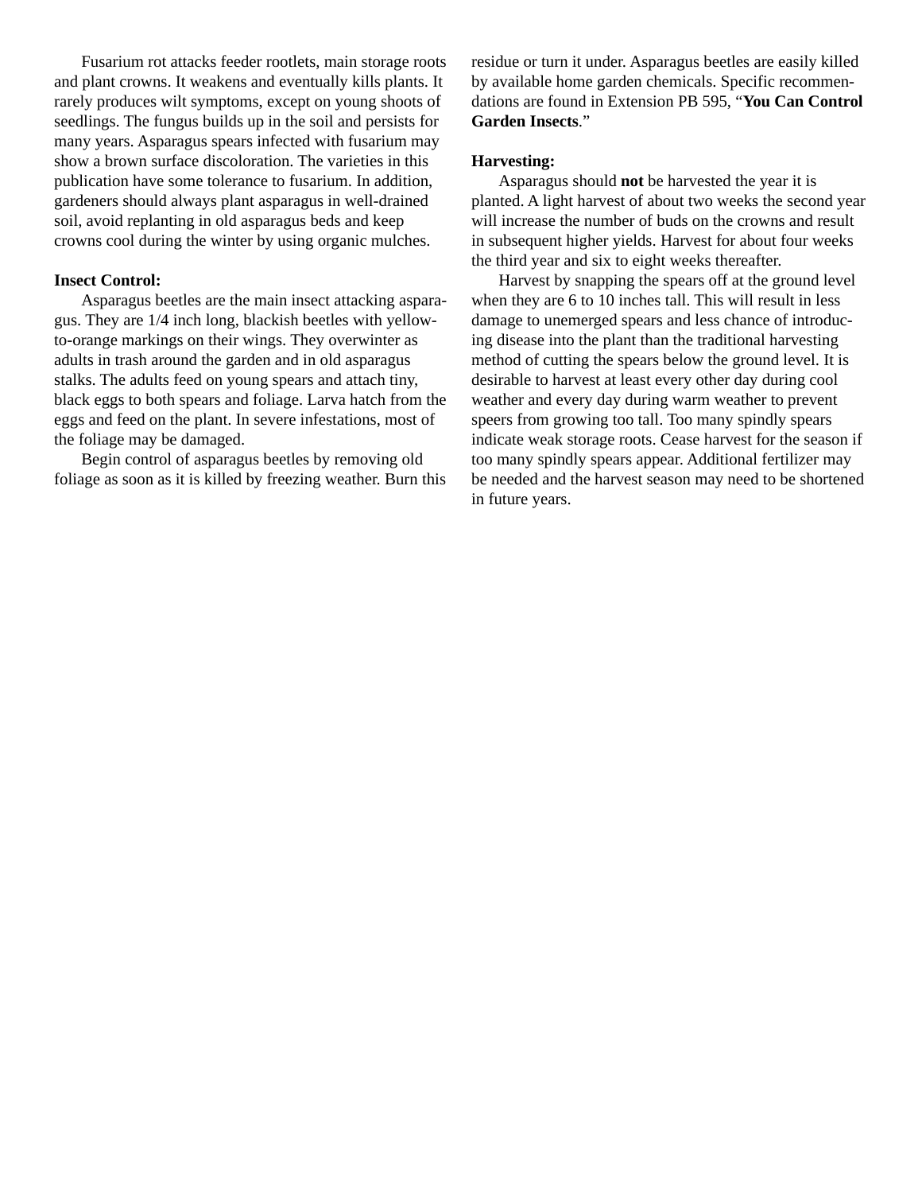Fusarium rot attacks feeder rootlets, main storage roots and plant crowns. It weakens and eventually kills plants. It rarely produces wilt symptoms, except on young shoots of seedlings. The fungus builds up in the soil and persists for many years. Asparagus spears infected with fusarium may show a brown surface discoloration. The varieties in this publication have some tolerance to fusarium. In addition, gardeners should always plant asparagus in well-drained soil, avoid replanting in old asparagus beds and keep crowns cool during the winter by using organic mulches.

**Insect Control:**

Asparagus beetles are the main insect attacking asparagus. They are 1/4 inch long, blackish beetles with yellow-to-orange markings on their wings. They overwinter as adults in trash around the garden and in old asparagus stalks. The adults feed on young spears and attach tiny, black eggs to both spears and foliage. Larva hatch from the eggs and feed on the plant. In severe infestations, most of the foliage may be damaged.

Begin control of asparagus beetles by removing old foliage as soon as it is killed by freezing weather. Burn this residue or turn it under. Asparagus beetles are easily killed by available home garden chemicals. Specific recommendations are found in Extension PB 595, "**You Can Control Garden Insects**."

**Harvesting:**

Asparagus should **not** be harvested the year it is planted. A light harvest of about two weeks the second year will increase the number of buds on the crowns and result in subsequent higher yields. Harvest for about four weeks the third year and six to eight weeks thereafter.

Harvest by snapping the spears off at the ground level when they are 6 to 10 inches tall. This will result in less damage to unemerged spears and less chance of introducing disease into the plant than the traditional harvesting method of cutting the spears below the ground level. It is desirable to harvest at least every other day during cool weather and every day during warm weather to prevent speers from growing too tall. Too many spindly spears indicate weak storage roots. Cease harvest for the season if too many spindly spears appear. Additional fertilizer may be needed and the harvest season may need to be shortened in future years.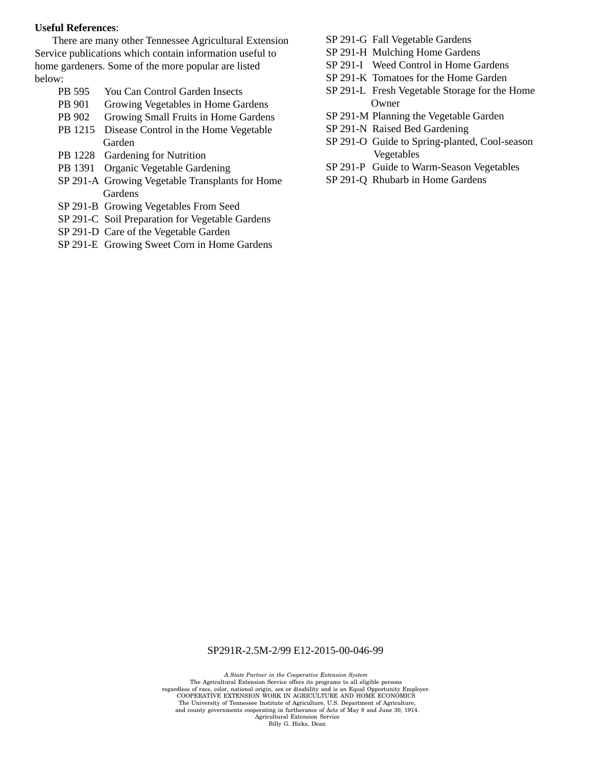**Useful References**:

There are many other Tennessee Agricultural Extension Service publications which contain information useful to home gardeners. Some of the more popular are listed below:

- PB 595 You Can Control Garden Insects
- PB 901 Growing Vegetables in Home Gardens
- PB 902 Growing Small Fruits in Home Gardens
- PB 1215 Disease Control in the Home Vegetable Garden
- PB 1228 Gardening for Nutrition
- PB 1391 Organic Vegetable Gardening
- SP 291-A Growing Vegetable Transplants for Home Gardens
- SP 291-B Growing Vegetables From Seed
- SP 291-C Soil Preparation for Vegetable Gardens
- SP 291-D Care of the Vegetable Garden
- SP 291-E Growing Sweet Corn in Home Gardens
- SP 291-G Fall Vegetable Gardens
- SP 291-H Mulching Home Gardens
- SP 291-I Weed Control in Home Gardens
- SP 291-K Tomatoes for the Home Garden
- SP 291-L Fresh Vegetable Storage for the Home Owner
- SP 291-M Planning the Vegetable Garden
- SP 291-N Raised Bed Gardening
- SP 291-O Guide to Spring-planted, Cool-season Vegetables
- SP 291-P Guide to Warm-Season Vegetables
- SP 291-Q Rhubarb in Home Gardens

SP291R-2.5M-2/99 E12-2015-00-046-99

*A State Partner in the Cooperative Extension System*
The Agricultural Extension Service offers its programs to all eligible persons
regardless of race, color, national origin, sex or disability and is an Equal Opportunity Employer.
COOPERATIVE EXTENSION WORK IN AGRICULTURE AND HOME ECONOMICS
The University of Tennessee Institute of Agriculture, U.S. Department of Agriculture,
and county governments cooperating in furtherance of Acts of May 8 and June 30, 1914.
Agricultural Extension Service
Billy G. Hicks, Dean